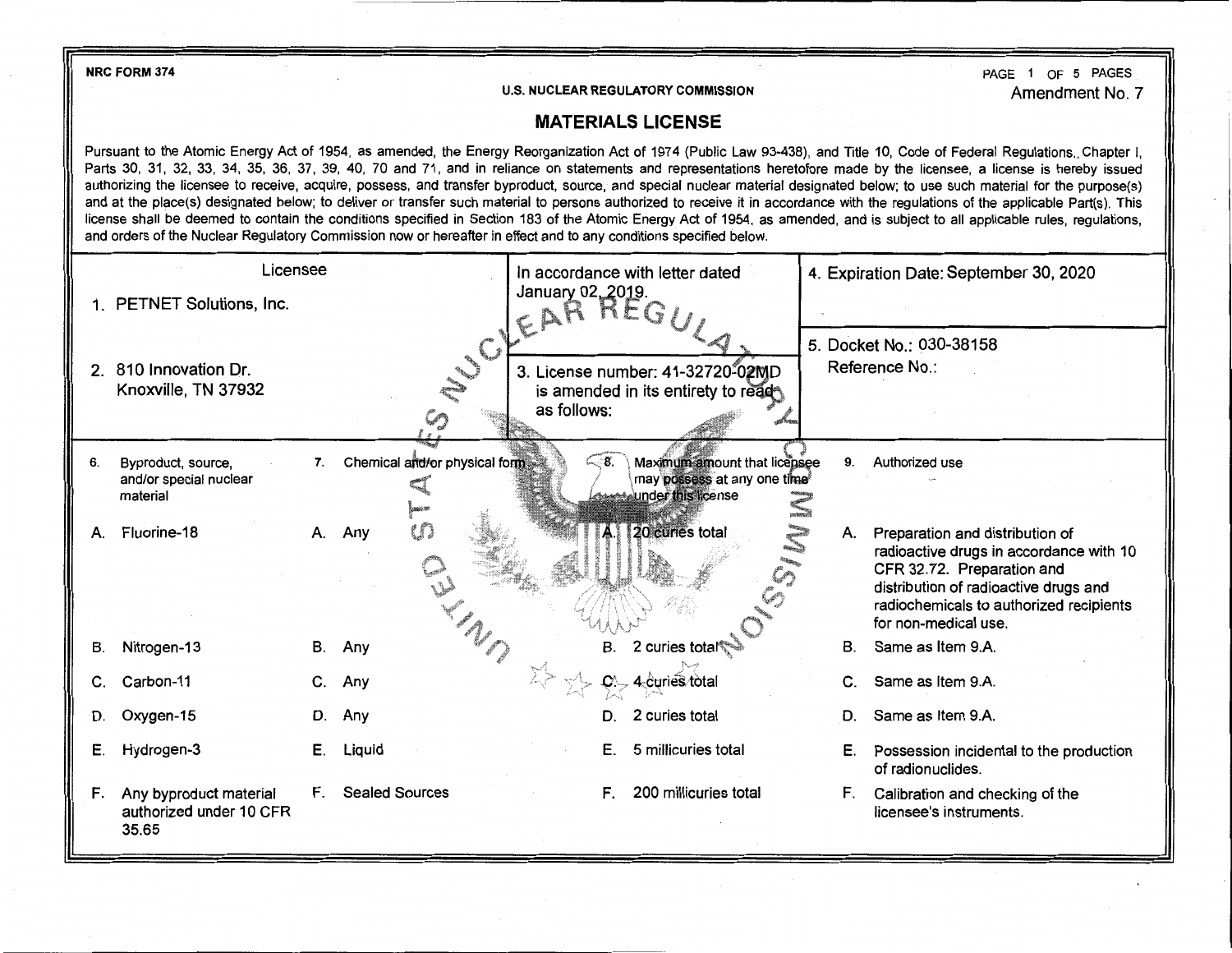NRC FORM 374

U.S. NUCLEAR REGULATORY COMMISSION

Amendment No. 7

# MATERIALS LICENSE

Pursuant to the Atomic Energy Act of 1954, as amended, the Energy Reorganization Act of 1974 (Public Law 93-438), and Title 10, Code of Federal Regulations, Chapter I, Parts 30, 31, 32, 33, 34, 35, 36, 37, 39, 40, 70 and 71, and in reliance on statements and representations heretofore made by the licensee, a license is hereby issued authorizing the licensee to receive, acquire, possess, and transfer byproduct, source, and special nuclear material designated below; to use such material for the purpose(s) and at the place(s) designated below; to deliver or transfer such material to persons authorized to receive it in accordance with the regulations of the applicable Part(s). This license shall be deemed to contain the conditions specified in Section 183 of the Atomic Energy Act of 1954, as amended, and is subject to all applicable rules, regulations, and orders of the Nuclear Regulatory Commission now or hereafter in effect and to any conditions specified below.

| Licensee | In accordance with letter dated January 02, 2019. | 4. Expiration Date: September 30, 2020 |
|---|---|---|
| 1. PETNET Solutions, Inc. | | 5. Docket No.: 030-38158 |
| 2. 810 Innovation Dr. Knoxville, TN 37932 | 3. License number: 41-32720-02MD is amended in its entirety to read as follows: | Reference No.: |

| 6. Byproduct, source, and/or special nuclear material | 7. Chemical and/or physical form | 8. Maximum amount that licensee may possess at any one time under this license | 9. Authorized use |
|---|---|---|---|
| A. Fluorine-18 | A. Any | A. 20 curies total | A. Preparation and distribution of radioactive drugs in accordance with 10 CFR 32.72. Preparation and distribution of radioactive drugs and radiochemicals to authorized recipients for non-medical use. |
| B. Nitrogen-13 | B. Any | B. 2 curies total | B. Same as Item 9.A. |
| C. Carbon-11 | C. Any | C. 4 curies total | C. Same as Item 9.A. |
| D. Oxygen-15 | D. Any | D. 2 curies total | D. Same as Item 9.A. |
| E. Hydrogen-3 | E. Liquid | E. 5 millicuries total | E. Possession incidental to the production of radionuclides. |
| F. Any byproduct material authorized under 10 CFR 35.65 | F. Sealed Sources | F. 200 millicuries total | F. Calibration and checking of the licensee's instruments. |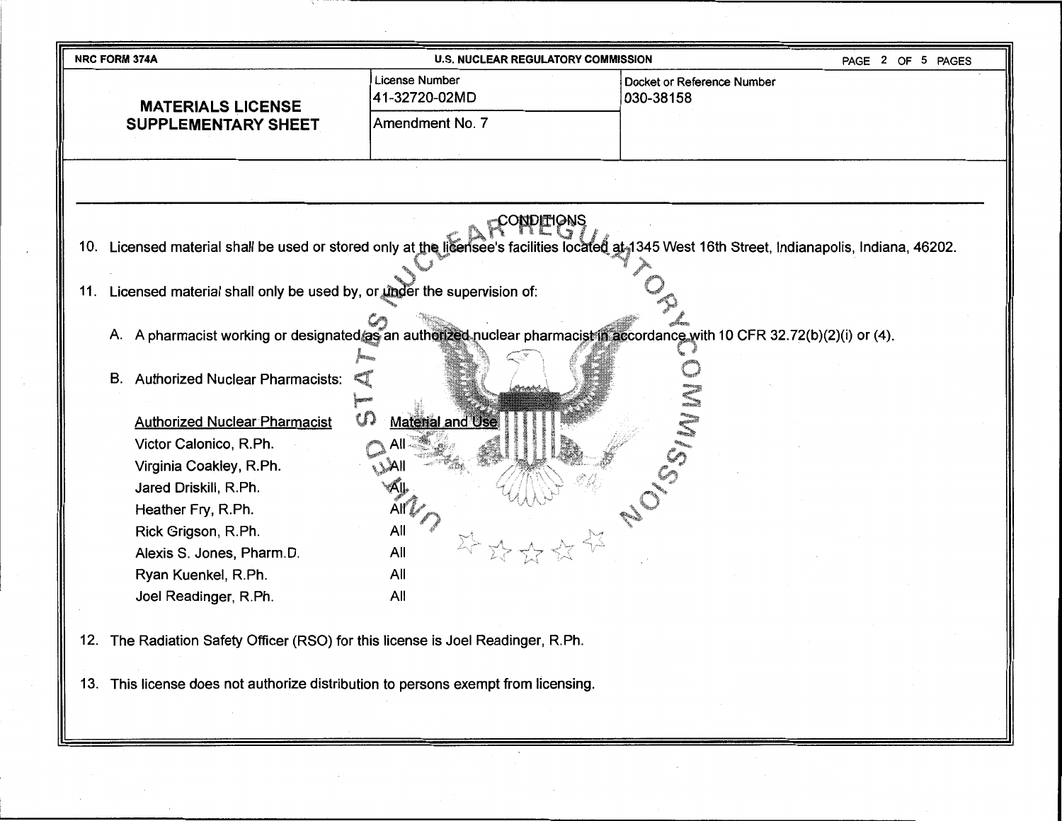NRC FORM 374A — U.S. NUCLEAR REGULATORY COMMISSION

| MATERIALS LICENSE SUPPLEMENTARY SHEET | License Number 41-32720-02MD | Docket or Reference Number 030-38158 |
|---|---|---|
| | Amendment No. 7 | |

## CONDITIONS

10. Licensed material shall be used or stored only at the licensee's facilities located at 1345 West 16th Street, Indianapolis, Indiana, 46202.

11. Licensed material shall only be used by, or under the supervision of:

    A. A pharmacist working or designated as an authorized nuclear pharmacist in accordance with 10 CFR 32.72(b)(2)(i) or (4).

    B. Authorized Nuclear Pharmacists:

| Authorized Nuclear Pharmacist | Material and Use |
|---|---|
| Victor Calonico, R.Ph. | All |
| Virginia Coakley, R.Ph. | All |
| Jared Driskill, R.Ph. | All |
| Heather Fry, R.Ph. | All |
| Rick Grigson, R.Ph. | All |
| Alexis S. Jones, Pharm.D. | All |
| Ryan Kuenkel, R.Ph. | All |
| Joel Readinger, R.Ph. | All |

12. The Radiation Safety Officer (RSO) for this license is Joel Readinger, R.Ph.

13. This license does not authorize distribution to persons exempt from licensing.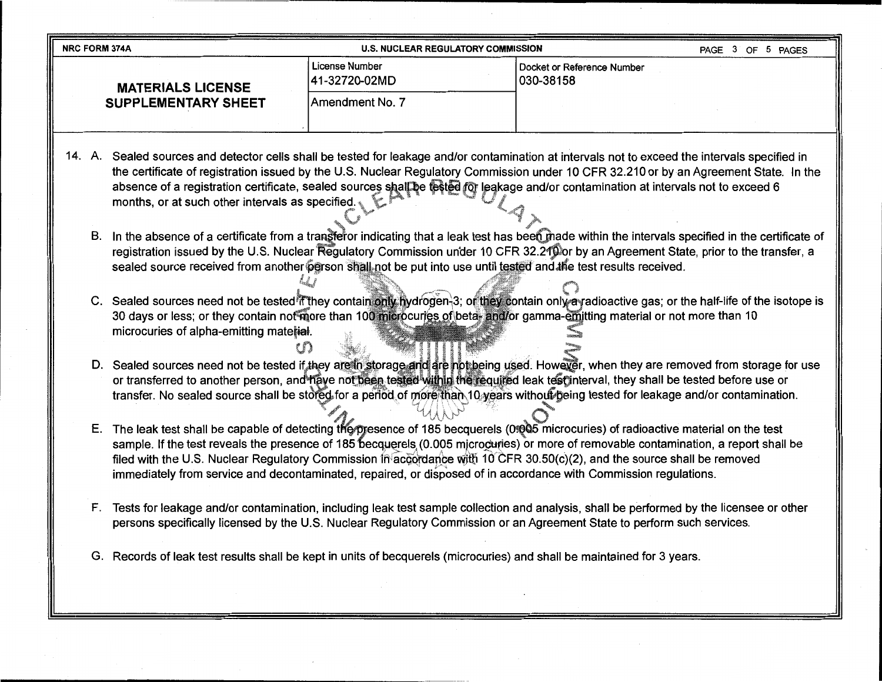| NRC FORM 374A | U.S. NUCLEAR REGULATORY COMMISSION | |
|---|---|---|
| **MATERIALS LICENSE SUPPLEMENTARY SHEET** | License Number 41-32720-02MD | Docket or Reference Number 030-38158 |
| | Amendment No. 7 | |

14. A. Sealed sources and detector cells shall be tested for leakage and/or contamination at intervals not to exceed the intervals specified in the certificate of registration issued by the U.S. Nuclear Regulatory Commission under 10 CFR 32.210 or by an Agreement State. In the absence of a registration certificate, sealed sources shall be tested for leakage and/or contamination at intervals not to exceed 6 months, or at such other intervals as specified.

    B. In the absence of a certificate from a transferor indicating that a leak test has been made within the intervals specified in the certificate of registration issued by the U.S. Nuclear Regulatory Commission under 10 CFR 32.210 or by an Agreement State, prior to the transfer, a sealed source received from another person shall not be put into use until tested and the test results received.

    C. Sealed sources need not be tested if they contain only hydrogen-3; or they contain only a radioactive gas; or the half-life of the isotope is 30 days or less; or they contain not more than 100 microcuries of beta- and/or gamma-emitting material or not more than 10 microcuries of alpha-emitting material.

    D. Sealed sources need not be tested if they are in storage and are not being used. However, when they are removed from storage for use or transferred to another person, and have not been tested within the required leak test interval, they shall be tested before use or transfer. No sealed source shall be stored for a period of more than 10 years without being tested for leakage and/or contamination.

    E. The leak test shall be capable of detecting the presence of 185 becquerels (0.005 microcuries) of radioactive material on the test sample. If the test reveals the presence of 185 becquerels (0.005 microcuries) or more of removable contamination, a report shall be filed with the U.S. Nuclear Regulatory Commission in accordance with 10 CFR 30.50(c)(2), and the source shall be removed immediately from service and decontaminated, repaired, or disposed of in accordance with Commission regulations.

    F. Tests for leakage and/or contamination, including leak test sample collection and analysis, shall be performed by the licensee or other persons specifically licensed by the U.S. Nuclear Regulatory Commission or an Agreement State to perform such services.

    G. Records of leak test results shall be kept in units of becquerels (microcuries) and shall be maintained for 3 years.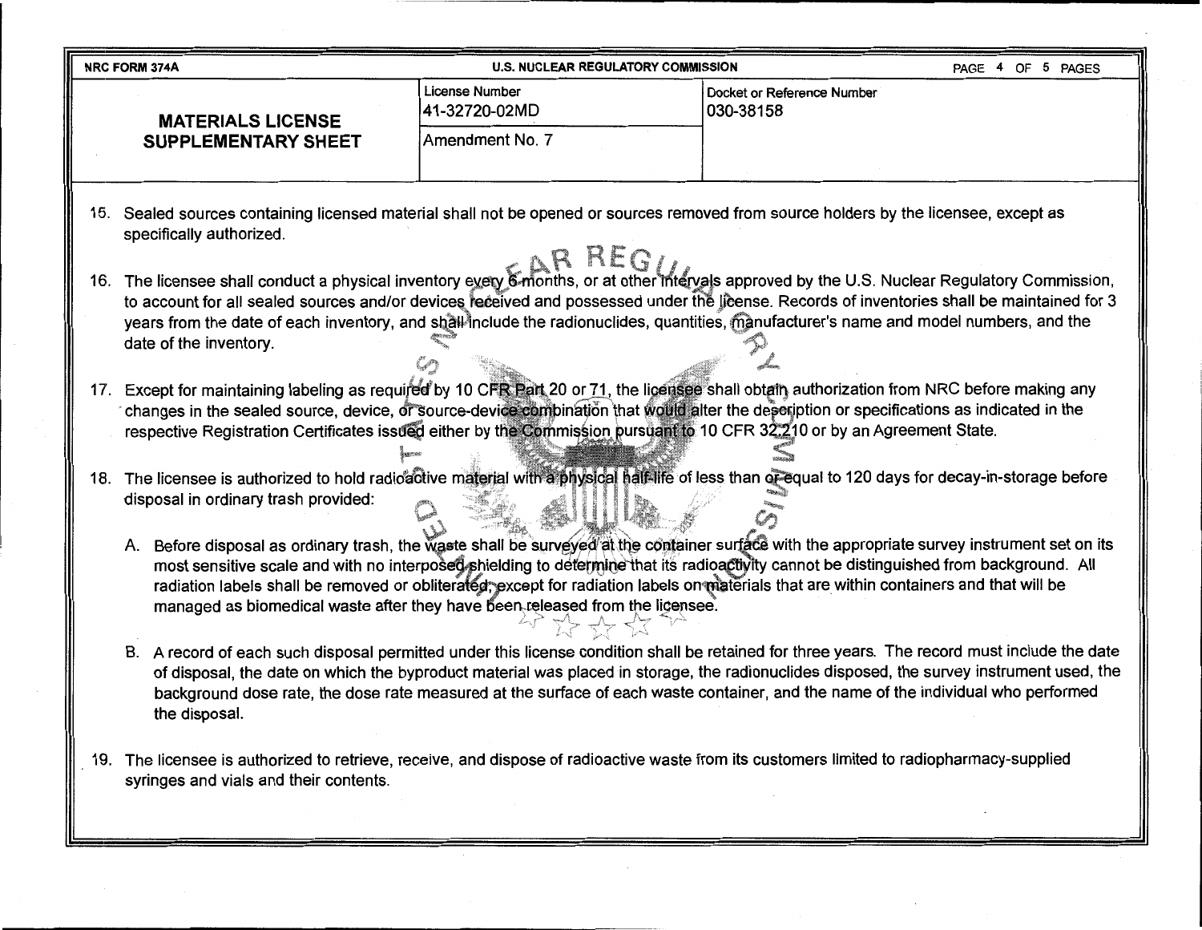| NRC FORM 374A | U.S. NUCLEAR REGULATORY COMMISSION | |
|---|---|---|
| **MATERIALS LICENSE SUPPLEMENTARY SHEET** | License Number 41-32720-02MD | Docket or Reference Number 030-38158 |
| | Amendment No. 7 | |

15. Sealed sources containing licensed material shall not be opened or sources removed from source holders by the licensee, except as specifically authorized.

16. The licensee shall conduct a physical inventory every 6 months, or at other intervals approved by the U.S. Nuclear Regulatory Commission, to account for all sealed sources and/or devices received and possessed under the license. Records of inventories shall be maintained for 3 years from the date of each inventory, and shall include the radionuclides, quantities, manufacturer's name and model numbers, and the date of the inventory.

17. Except for maintaining labeling as required by 10 CFR Part 20 or 71, the licensee shall obtain authorization from NRC before making any changes in the sealed source, device, or source-device combination that would alter the description or specifications as indicated in the respective Registration Certificates issued either by the Commission pursuant to 10 CFR 32.210 or by an Agreement State.

18. The licensee is authorized to hold radioactive material with a physical half-life of less than or equal to 120 days for decay-in-storage before disposal in ordinary trash provided:

    A. Before disposal as ordinary trash, the waste shall be surveyed at the container surface with the appropriate survey instrument set on its most sensitive scale and with no interposed shielding to determine that its radioactivity cannot be distinguished from background. All radiation labels shall be removed or obliterated, except for radiation labels on materials that are within containers and that will be managed as biomedical waste after they have been released from the licensee.

    B. A record of each such disposal permitted under this license condition shall be retained for three years. The record must include the date of disposal, the date on which the byproduct material was placed in storage, the radionuclides disposed, the survey instrument used, the background dose rate, the dose rate measured at the surface of each waste container, and the name of the individual who performed the disposal.

19. The licensee is authorized to retrieve, receive, and dispose of radioactive waste from its customers limited to radiopharmacy-supplied syringes and vials and their contents.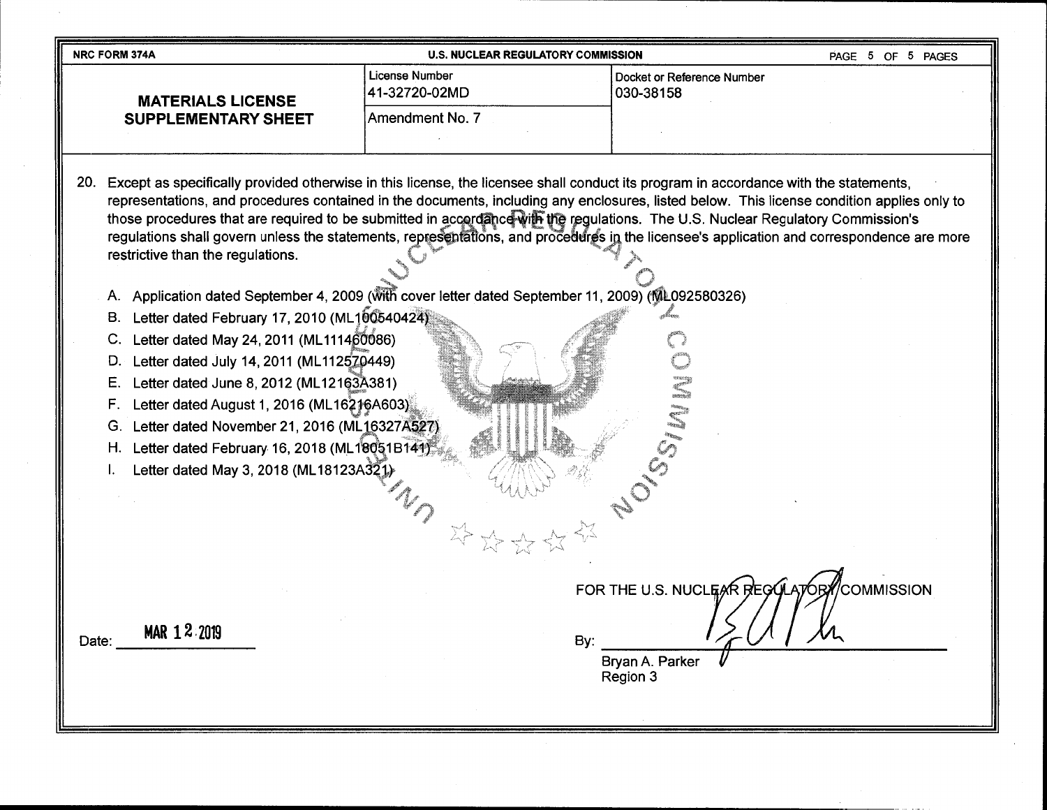NRC FORM 374A

U.S. NUCLEAR REGULATORY COMMISSION

| | | |
|---|---|---|
| **MATERIALS LICENSE SUPPLEMENTARY SHEET** | License Number 41-32720-02MD | Docket or Reference Number 030-38158 |
| | Amendment No. 7 | |

20. Except as specifically provided otherwise in this license, the licensee shall conduct its program in accordance with the statements, representations, and procedures contained in the documents, including any enclosures, listed below. This license condition applies only to those procedures that are required to be submitted in accordance with the regulations. The U.S. Nuclear Regulatory Commission's regulations shall govern unless the statements, representations, and procedures in the licensee's application and correspondence are more restrictive than the regulations.

    A. Application dated September 4, 2009 (with cover letter dated September 11, 2009) (ML092580326)
    B. Letter dated February 17, 2010 (ML100540424)
    C. Letter dated May 24, 2011 (ML111460086)
    D. Letter dated July 14, 2011 (ML112570449)
    E. Letter dated June 8, 2012 (ML12163A381)
    F. Letter dated August 1, 2016 (ML16216A603)
    G. Letter dated November 21, 2016 (ML16327A527)
    H. Letter dated February 16, 2018 (ML18051B141)
    I. Letter dated May 3, 2018 (ML18123A321)

FOR THE U.S. NUCLEAR REGULATORY COMMISSION

Date: MAR 12 2019

By: Bryan A. Parker
Region 3